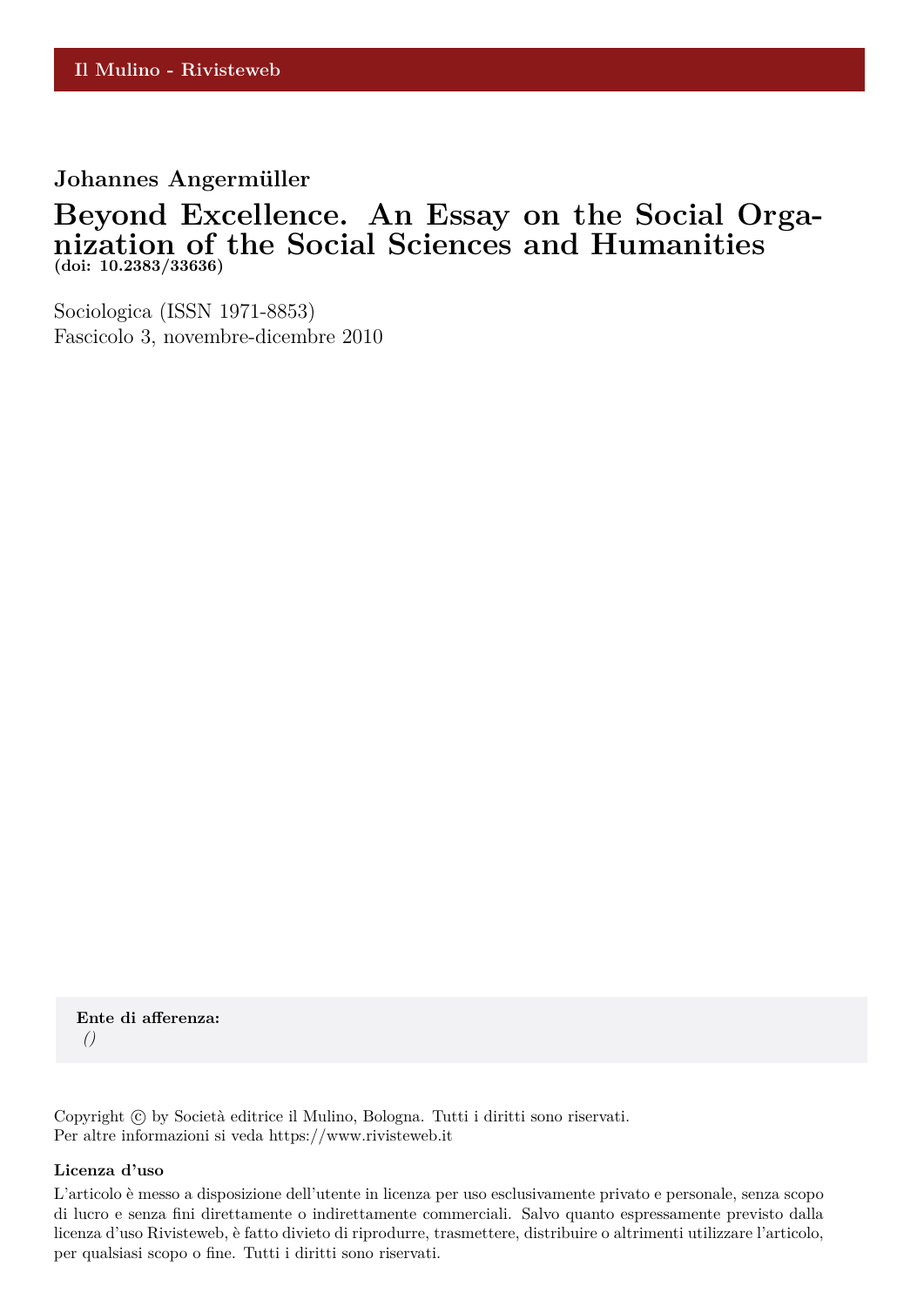Il Mulino - Rivisteweb

**Johannes Angermüller**

# Beyond Excellence. An Essay on the Social Organization of the Social Sciences and Humanities

**(doi: 10.2383/33636)**

Sociologica (ISSN 1971-8853)
Fascicolo 3, novembre-dicembre 2010

**Ente di afferenza:**
*()*

Copyright © by Società editrice il Mulino, Bologna. Tutti i diritti sono riservati.
Per altre informazioni si veda https://www.rivisteweb.it

**Licenza d'uso**

L'articolo è messo a disposizione dell'utente in licenza per uso esclusivamente privato e personale, senza scopo di lucro e senza fini direttamente o indirettamente commerciali. Salvo quanto espressamente previsto dalla licenza d'uso Rivisteweb, è fatto divieto di riprodurre, trasmettere, distribuire o altrimenti utilizzare l'articolo, per qualsiasi scopo o fine. Tutti i diritti sono riservati.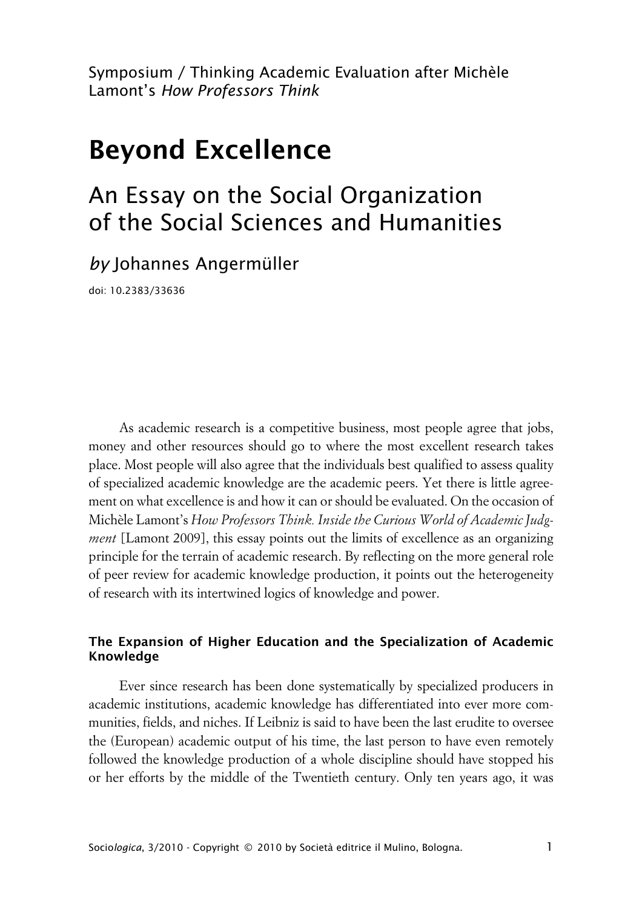Symposium / Thinking Academic Evaluation after Michèle Lamont's *How Professors Think*

# Beyond Excellence

## An Essay on the Social Organization of the Social Sciences and Humanities

*by* Johannes Angermüller

doi: 10.2383/33636

As academic research is a competitive business, most people agree that jobs, money and other resources should go to where the most excellent research takes place. Most people will also agree that the individuals best qualified to assess quality of specialized academic knowledge are the academic peers. Yet there is little agreement on what excellence is and how it can or should be evaluated. On the occasion of Michèle Lamont's *How Professors Think. Inside the Curious World of Academic Judgment* [Lamont 2009], this essay points out the limits of excellence as an organizing principle for the terrain of academic research. By reflecting on the more general role of peer review for academic knowledge production, it points out the heterogeneity of research with its intertwined logics of knowledge and power.

### The Expansion of Higher Education and the Specialization of Academic Knowledge

Ever since research has been done systematically by specialized producers in academic institutions, academic knowledge has differentiated into ever more communities, fields, and niches. If Leibniz is said to have been the last erudite to oversee the (European) academic output of his time, the last person to have even remotely followed the knowledge production of a whole discipline should have stopped his or her efforts by the middle of the Twentieth century. Only ten years ago, it was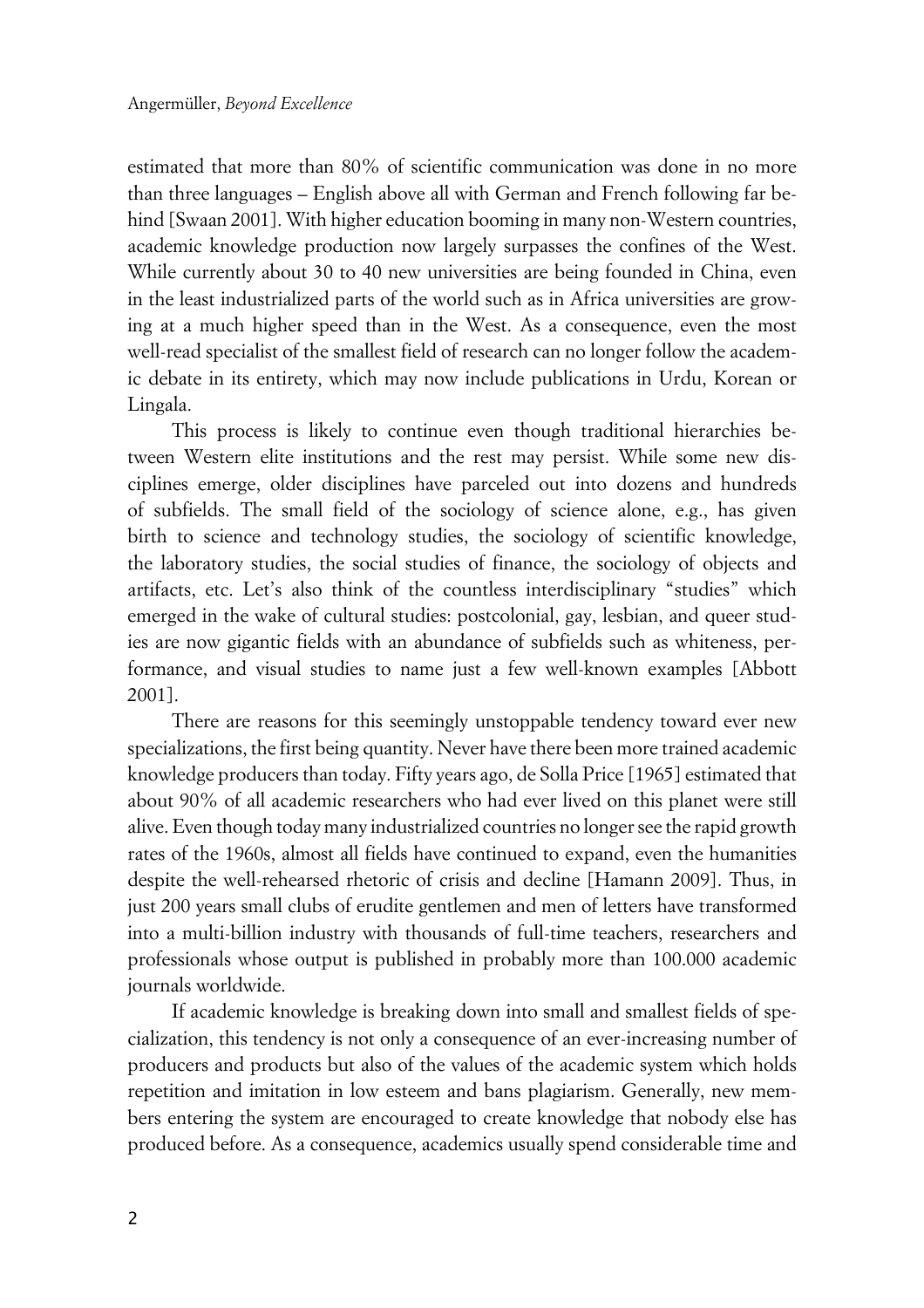estimated that more than 80% of scientific communication was done in no more than three languages – English above all with German and French following far behind [Swaan 2001]. With higher education booming in many non-Western countries, academic knowledge production now largely surpasses the confines of the West. While currently about 30 to 40 new universities are being founded in China, even in the least industrialized parts of the world such as in Africa universities are growing at a much higher speed than in the West. As a consequence, even the most well-read specialist of the smallest field of research can no longer follow the academic debate in its entirety, which may now include publications in Urdu, Korean or Lingala.

This process is likely to continue even though traditional hierarchies between Western elite institutions and the rest may persist. While some new disciplines emerge, older disciplines have parceled out into dozens and hundreds of subfields. The small field of the sociology of science alone, e.g., has given birth to science and technology studies, the sociology of scientific knowledge, the laboratory studies, the social studies of finance, the sociology of objects and artifacts, etc. Let's also think of the countless interdisciplinary "studies" which emerged in the wake of cultural studies: postcolonial, gay, lesbian, and queer studies are now gigantic fields with an abundance of subfields such as whiteness, performance, and visual studies to name just a few well-known examples [Abbott 2001].

There are reasons for this seemingly unstoppable tendency toward ever new specializations, the first being quantity. Never have there been more trained academic knowledge producers than today. Fifty years ago, de Solla Price [1965] estimated that about 90% of all academic researchers who had ever lived on this planet were still alive. Even though today many industrialized countries no longer see the rapid growth rates of the 1960s, almost all fields have continued to expand, even the humanities despite the well-rehearsed rhetoric of crisis and decline [Hamann 2009]. Thus, in just 200 years small clubs of erudite gentlemen and men of letters have transformed into a multi-billion industry with thousands of full-time teachers, researchers and professionals whose output is published in probably more than 100.000 academic journals worldwide.

If academic knowledge is breaking down into small and smallest fields of specialization, this tendency is not only a consequence of an ever-increasing number of producers and products but also of the values of the academic system which holds repetition and imitation in low esteem and bans plagiarism. Generally, new members entering the system are encouraged to create knowledge that nobody else has produced before. As a consequence, academics usually spend considerable time and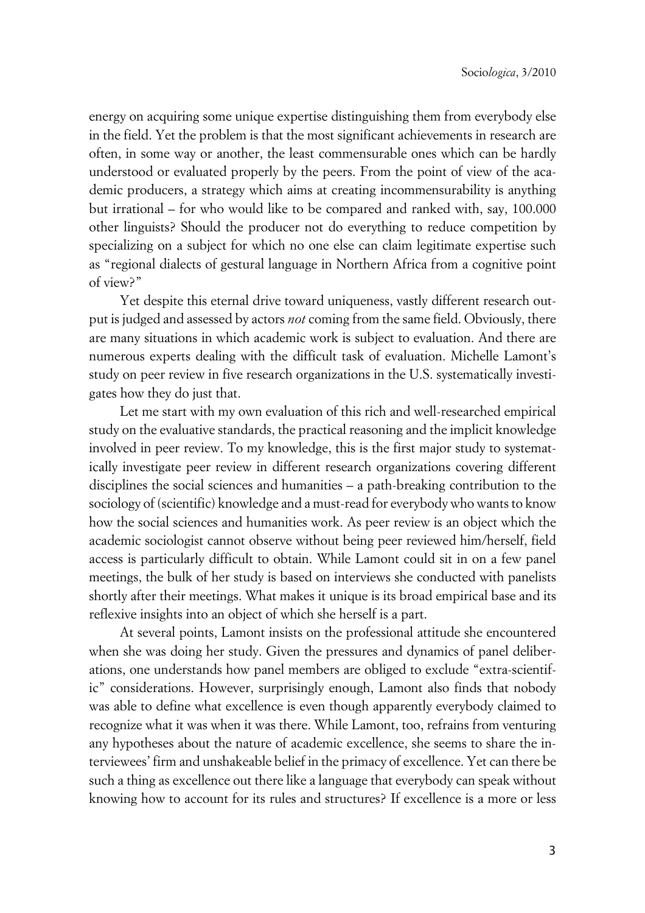energy on acquiring some unique expertise distinguishing them from everybody else in the field. Yet the problem is that the most significant achievements in research are often, in some way or another, the least commensurable ones which can be hardly understood or evaluated properly by the peers. From the point of view of the academic producers, a strategy which aims at creating incommensurability is anything but irrational – for who would like to be compared and ranked with, say, 100.000 other linguists? Should the producer not do everything to reduce competition by specializing on a subject for which no one else can claim legitimate expertise such as "regional dialects of gestural language in Northern Africa from a cognitive point of view?"

Yet despite this eternal drive toward uniqueness, vastly different research output is judged and assessed by actors *not* coming from the same field. Obviously, there are many situations in which academic work is subject to evaluation. And there are numerous experts dealing with the difficult task of evaluation. Michelle Lamont's study on peer review in five research organizations in the U.S. systematically investigates how they do just that.

Let me start with my own evaluation of this rich and well-researched empirical study on the evaluative standards, the practical reasoning and the implicit knowledge involved in peer review. To my knowledge, this is the first major study to systematically investigate peer review in different research organizations covering different disciplines the social sciences and humanities – a path-breaking contribution to the sociology of (scientific) knowledge and a must-read for everybody who wants to know how the social sciences and humanities work. As peer review is an object which the academic sociologist cannot observe without being peer reviewed him/herself, field access is particularly difficult to obtain. While Lamont could sit in on a few panel meetings, the bulk of her study is based on interviews she conducted with panelists shortly after their meetings. What makes it unique is its broad empirical base and its reflexive insights into an object of which she herself is a part.

At several points, Lamont insists on the professional attitude she encountered when she was doing her study. Given the pressures and dynamics of panel deliberations, one understands how panel members are obliged to exclude "extra-scientific" considerations. However, surprisingly enough, Lamont also finds that nobody was able to define what excellence is even though apparently everybody claimed to recognize what it was when it was there. While Lamont, too, refrains from venturing any hypotheses about the nature of academic excellence, she seems to share the interviewees' firm and unshakeable belief in the primacy of excellence. Yet can there be such a thing as excellence out there like a language that everybody can speak without knowing how to account for its rules and structures? If excellence is a more or less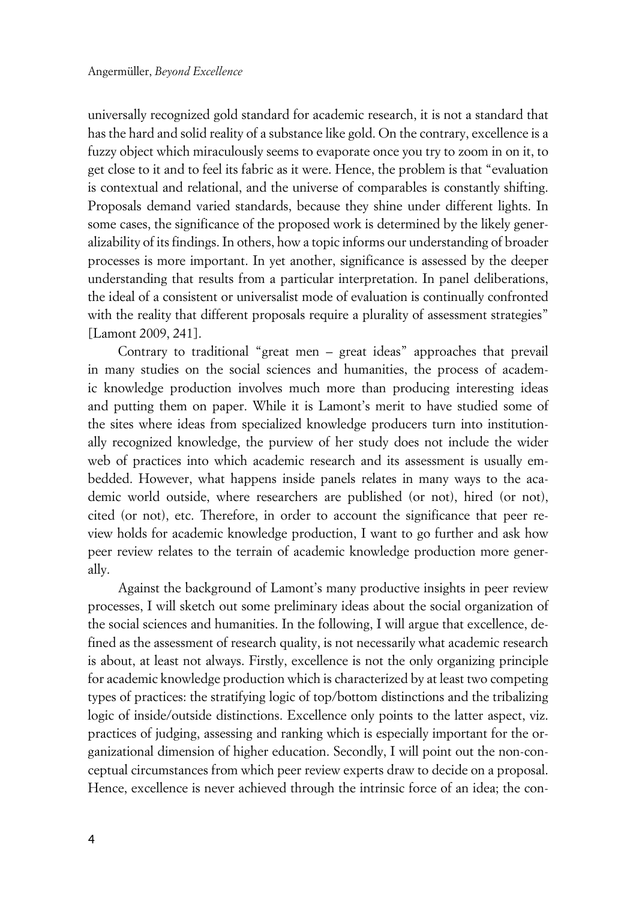universally recognized gold standard for academic research, it is not a standard that has the hard and solid reality of a substance like gold. On the contrary, excellence is a fuzzy object which miraculously seems to evaporate once you try to zoom in on it, to get close to it and to feel its fabric as it were. Hence, the problem is that "evaluation is contextual and relational, and the universe of comparables is constantly shifting. Proposals demand varied standards, because they shine under different lights. In some cases, the significance of the proposed work is determined by the likely generalizability of its findings. In others, how a topic informs our understanding of broader processes is more important. In yet another, significance is assessed by the deeper understanding that results from a particular interpretation. In panel deliberations, the ideal of a consistent or universalist mode of evaluation is continually confronted with the reality that different proposals require a plurality of assessment strategies" [Lamont 2009, 241].

Contrary to traditional "great men – great ideas" approaches that prevail in many studies on the social sciences and humanities, the process of academic knowledge production involves much more than producing interesting ideas and putting them on paper. While it is Lamont's merit to have studied some of the sites where ideas from specialized knowledge producers turn into institutionally recognized knowledge, the purview of her study does not include the wider web of practices into which academic research and its assessment is usually embedded. However, what happens inside panels relates in many ways to the academic world outside, where researchers are published (or not), hired (or not), cited (or not), etc. Therefore, in order to account the significance that peer review holds for academic knowledge production, I want to go further and ask how peer review relates to the terrain of academic knowledge production more generally.

Against the background of Lamont's many productive insights in peer review processes, I will sketch out some preliminary ideas about the social organization of the social sciences and humanities. In the following, I will argue that excellence, defined as the assessment of research quality, is not necessarily what academic research is about, at least not always. Firstly, excellence is not the only organizing principle for academic knowledge production which is characterized by at least two competing types of practices: the stratifying logic of top/bottom distinctions and the tribalizing logic of inside/outside distinctions. Excellence only points to the latter aspect, viz. practices of judging, assessing and ranking which is especially important for the organizational dimension of higher education. Secondly, I will point out the non-conceptual circumstances from which peer review experts draw to decide on a proposal. Hence, excellence is never achieved through the intrinsic force of an idea; the con-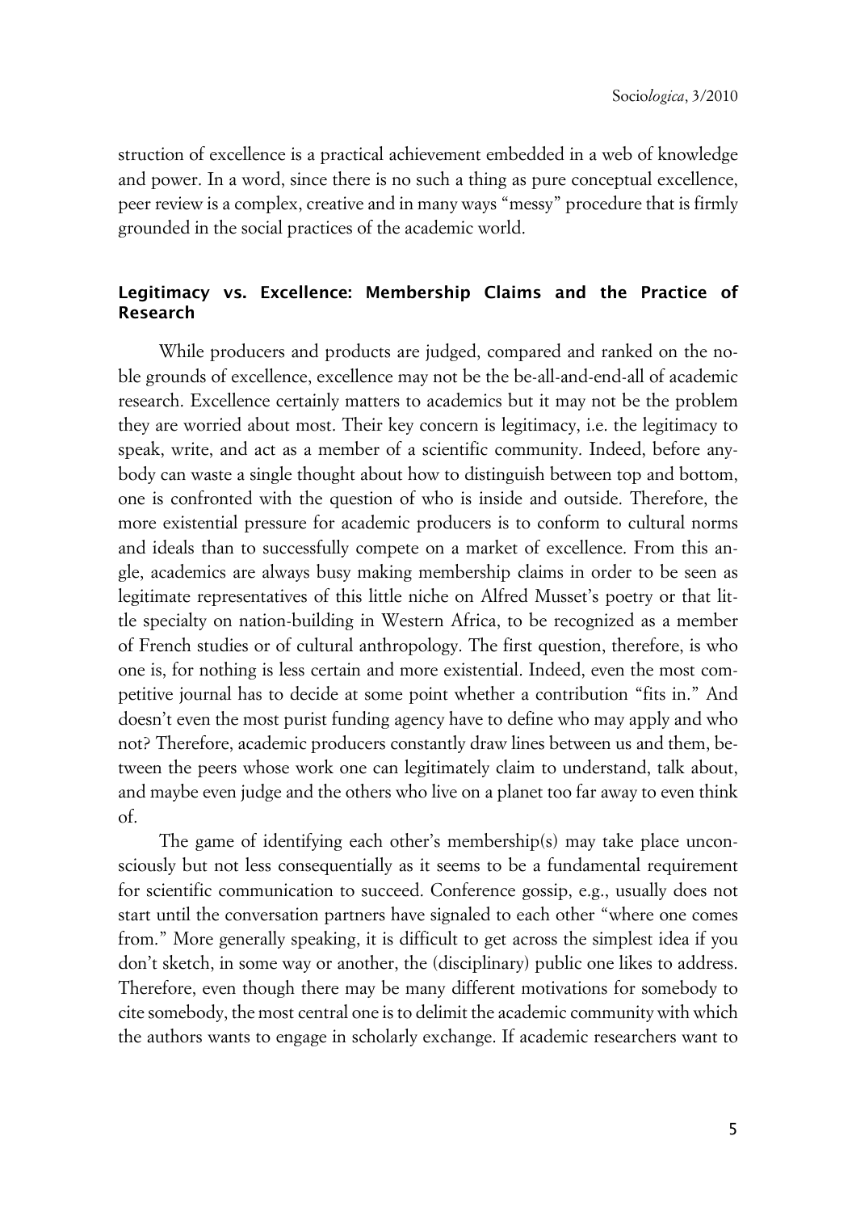struction of excellence is a practical achievement embedded in a web of knowledge and power. In a word, since there is no such a thing as pure conceptual excellence, peer review is a complex, creative and in many ways "messy" procedure that is firmly grounded in the social practices of the academic world.

## Legitimacy vs. Excellence: Membership Claims and the Practice of Research

While producers and products are judged, compared and ranked on the noble grounds of excellence, excellence may not be the be-all-and-end-all of academic research. Excellence certainly matters to academics but it may not be the problem they are worried about most. Their key concern is legitimacy, i.e. the legitimacy to speak, write, and act as a member of a scientific community. Indeed, before anybody can waste a single thought about how to distinguish between top and bottom, one is confronted with the question of who is inside and outside. Therefore, the more existential pressure for academic producers is to conform to cultural norms and ideals than to successfully compete on a market of excellence. From this angle, academics are always busy making membership claims in order to be seen as legitimate representatives of this little niche on Alfred Musset's poetry or that little specialty on nation-building in Western Africa, to be recognized as a member of French studies or of cultural anthropology. The first question, therefore, is who one is, for nothing is less certain and more existential. Indeed, even the most competitive journal has to decide at some point whether a contribution "fits in." And doesn't even the most purist funding agency have to define who may apply and who not? Therefore, academic producers constantly draw lines between us and them, between the peers whose work one can legitimately claim to understand, talk about, and maybe even judge and the others who live on a planet too far away to even think of.

The game of identifying each other's membership(s) may take place unconsciously but not less consequentially as it seems to be a fundamental requirement for scientific communication to succeed. Conference gossip, e.g., usually does not start until the conversation partners have signaled to each other "where one comes from." More generally speaking, it is difficult to get across the simplest idea if you don't sketch, in some way or another, the (disciplinary) public one likes to address. Therefore, even though there may be many different motivations for somebody to cite somebody, the most central one is to delimit the academic community with which the authors wants to engage in scholarly exchange. If academic researchers want to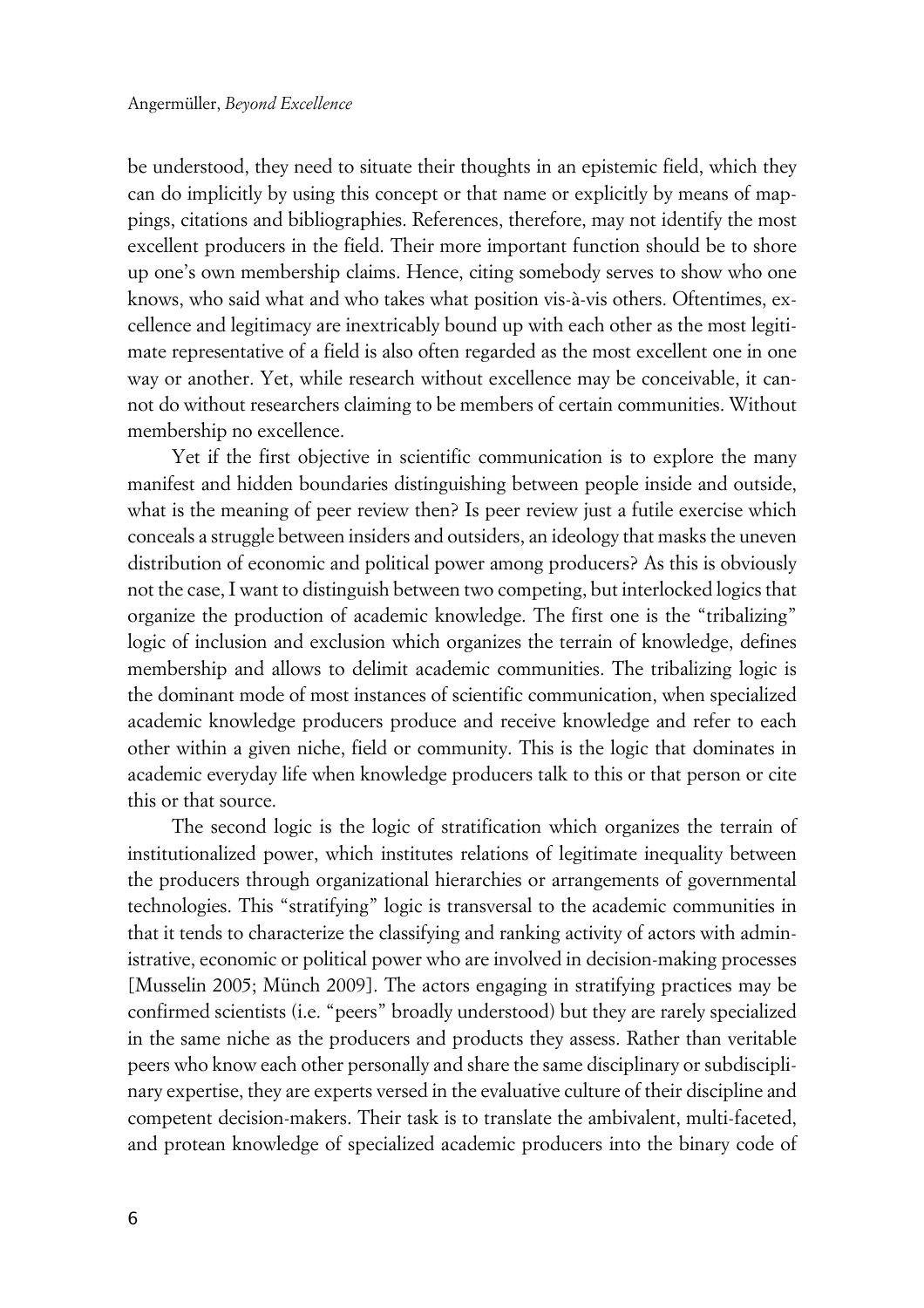be understood, they need to situate their thoughts in an epistemic field, which they can do implicitly by using this concept or that name or explicitly by means of mappings, citations and bibliographies. References, therefore, may not identify the most excellent producers in the field. Their more important function should be to shore up one's own membership claims. Hence, citing somebody serves to show who one knows, who said what and who takes what position vis-à-vis others. Oftentimes, excellence and legitimacy are inextricably bound up with each other as the most legitimate representative of a field is also often regarded as the most excellent one in one way or another. Yet, while research without excellence may be conceivable, it cannot do without researchers claiming to be members of certain communities. Without membership no excellence.

Yet if the first objective in scientific communication is to explore the many manifest and hidden boundaries distinguishing between people inside and outside, what is the meaning of peer review then? Is peer review just a futile exercise which conceals a struggle between insiders and outsiders, an ideology that masks the uneven distribution of economic and political power among producers? As this is obviously not the case, I want to distinguish between two competing, but interlocked logics that organize the production of academic knowledge. The first one is the "tribalizing" logic of inclusion and exclusion which organizes the terrain of knowledge, defines membership and allows to delimit academic communities. The tribalizing logic is the dominant mode of most instances of scientific communication, when specialized academic knowledge producers produce and receive knowledge and refer to each other within a given niche, field or community. This is the logic that dominates in academic everyday life when knowledge producers talk to this or that person or cite this or that source.

The second logic is the logic of stratification which organizes the terrain of institutionalized power, which institutes relations of legitimate inequality between the producers through organizational hierarchies or arrangements of governmental technologies. This "stratifying" logic is transversal to the academic communities in that it tends to characterize the classifying and ranking activity of actors with administrative, economic or political power who are involved in decision-making processes [Musselin 2005; Münch 2009]. The actors engaging in stratifying practices may be confirmed scientists (i.e. "peers" broadly understood) but they are rarely specialized in the same niche as the producers and products they assess. Rather than veritable peers who know each other personally and share the same disciplinary or subdisciplinary expertise, they are experts versed in the evaluative culture of their discipline and competent decision-makers. Their task is to translate the ambivalent, multi-faceted, and protean knowledge of specialized academic producers into the binary code of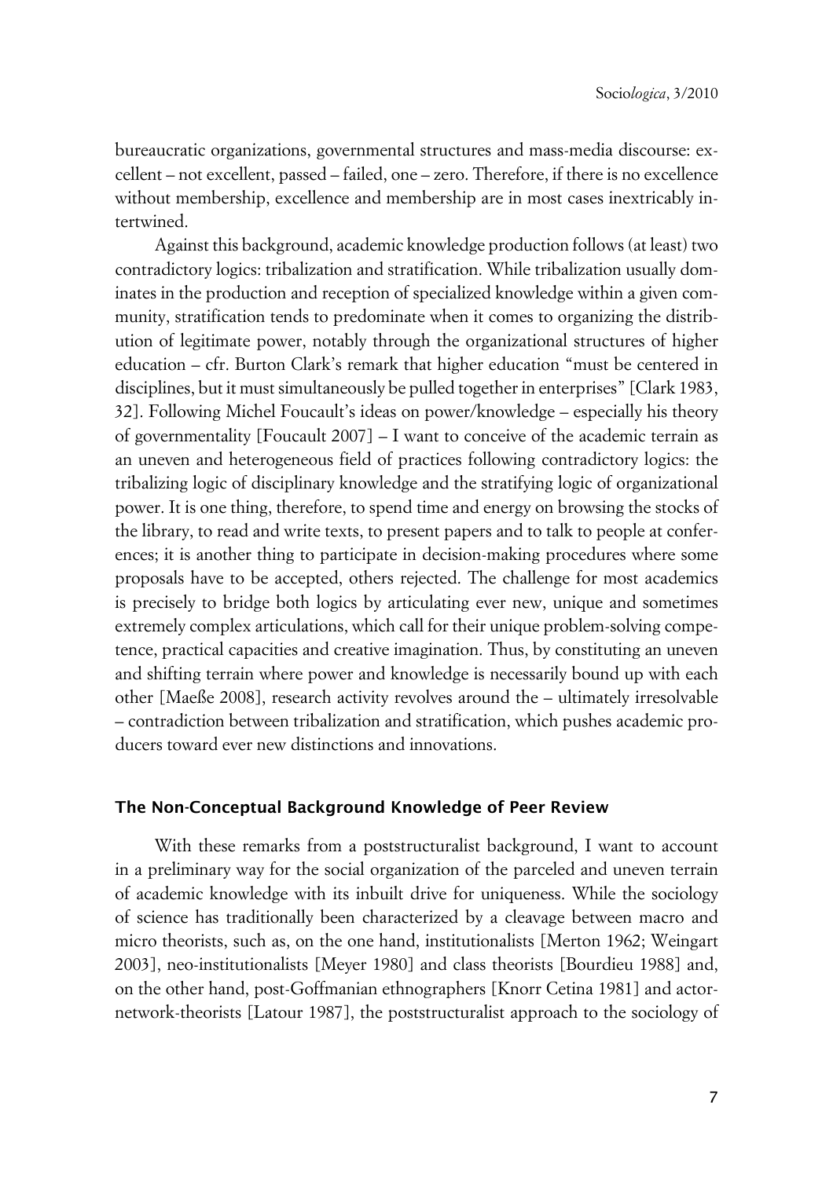bureaucratic organizations, governmental structures and mass-media discourse: excellent – not excellent, passed – failed, one – zero. Therefore, if there is no excellence without membership, excellence and membership are in most cases inextricably intertwined.

Against this background, academic knowledge production follows (at least) two contradictory logics: tribalization and stratification. While tribalization usually dominates in the production and reception of specialized knowledge within a given community, stratification tends to predominate when it comes to organizing the distribution of legitimate power, notably through the organizational structures of higher education – cfr. Burton Clark's remark that higher education "must be centered in disciplines, but it must simultaneously be pulled together in enterprises" [Clark 1983, 32]. Following Michel Foucault's ideas on power/knowledge – especially his theory of governmentality [Foucault 2007] – I want to conceive of the academic terrain as an uneven and heterogeneous field of practices following contradictory logics: the tribalizing logic of disciplinary knowledge and the stratifying logic of organizational power. It is one thing, therefore, to spend time and energy on browsing the stocks of the library, to read and write texts, to present papers and to talk to people at conferences; it is another thing to participate in decision-making procedures where some proposals have to be accepted, others rejected. The challenge for most academics is precisely to bridge both logics by articulating ever new, unique and sometimes extremely complex articulations, which call for their unique problem-solving competence, practical capacities and creative imagination. Thus, by constituting an uneven and shifting terrain where power and knowledge is necessarily bound up with each other [Maeße 2008], research activity revolves around the – ultimately irresolvable – contradiction between tribalization and stratification, which pushes academic producers toward ever new distinctions and innovations.

## The Non-Conceptual Background Knowledge of Peer Review

With these remarks from a poststructuralist background, I want to account in a preliminary way for the social organization of the parceled and uneven terrain of academic knowledge with its inbuilt drive for uniqueness. While the sociology of science has traditionally been characterized by a cleavage between macro and micro theorists, such as, on the one hand, institutionalists [Merton 1962; Weingart 2003], neo-institutionalists [Meyer 1980] and class theorists [Bourdieu 1988] and, on the other hand, post-Goffmanian ethnographers [Knorr Cetina 1981] and actor-network-theorists [Latour 1987], the poststructuralist approach to the sociology of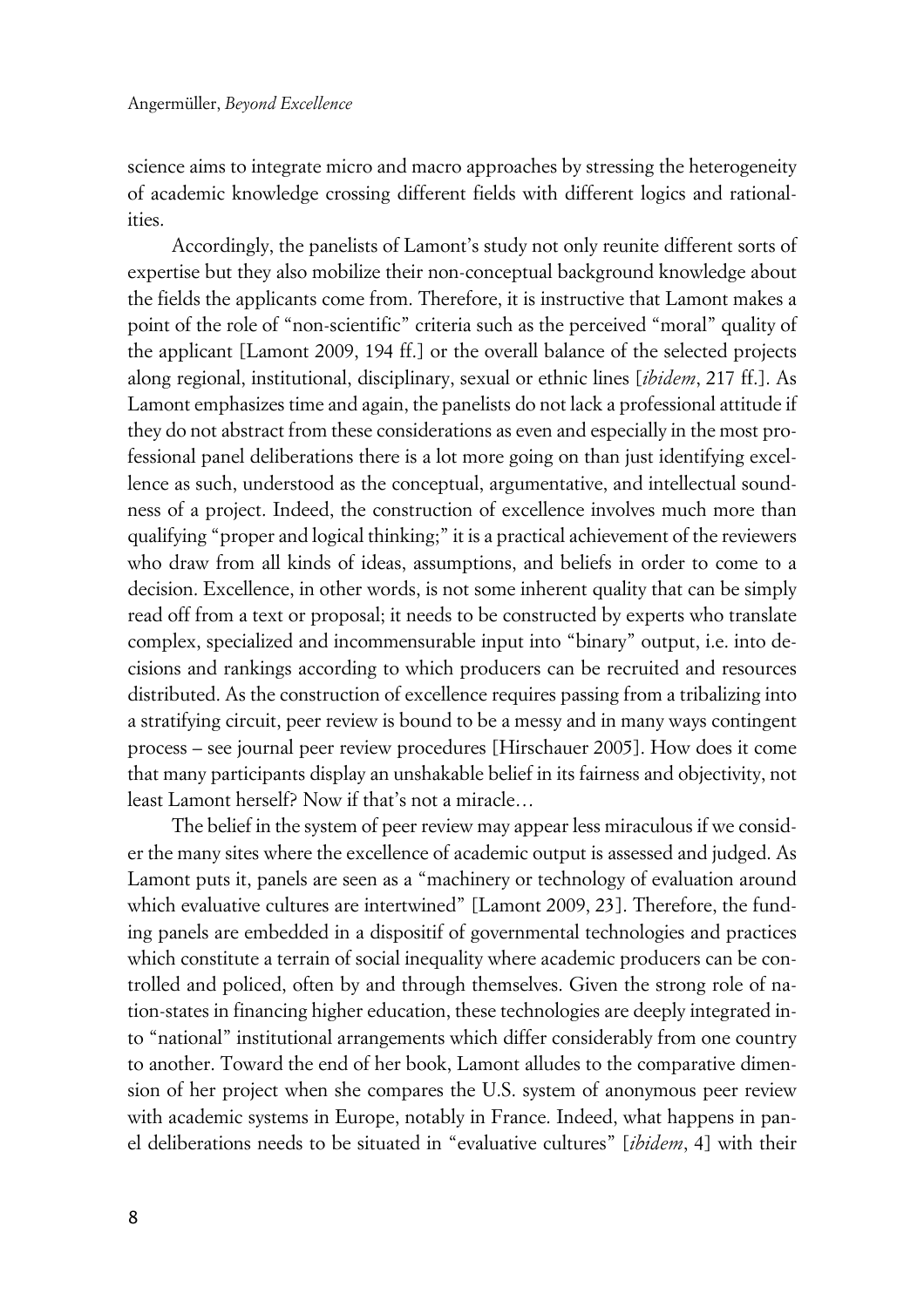science aims to integrate micro and macro approaches by stressing the heterogeneity of academic knowledge crossing different fields with different logics and rationalities.

Accordingly, the panelists of Lamont's study not only reunite different sorts of expertise but they also mobilize their non-conceptual background knowledge about the fields the applicants come from. Therefore, it is instructive that Lamont makes a point of the role of "non-scientific" criteria such as the perceived "moral" quality of the applicant [Lamont 2009, 194 ff.] or the overall balance of the selected projects along regional, institutional, disciplinary, sexual or ethnic lines [*ibidem*, 217 ff.]. As Lamont emphasizes time and again, the panelists do not lack a professional attitude if they do not abstract from these considerations as even and especially in the most professional panel deliberations there is a lot more going on than just identifying excellence as such, understood as the conceptual, argumentative, and intellectual soundness of a project. Indeed, the construction of excellence involves much more than qualifying "proper and logical thinking;" it is a practical achievement of the reviewers who draw from all kinds of ideas, assumptions, and beliefs in order to come to a decision. Excellence, in other words, is not some inherent quality that can be simply read off from a text or proposal; it needs to be constructed by experts who translate complex, specialized and incommensurable input into "binary" output, i.e. into decisions and rankings according to which producers can be recruited and resources distributed. As the construction of excellence requires passing from a tribalizing into a stratifying circuit, peer review is bound to be a messy and in many ways contingent process – see journal peer review procedures [Hirschauer 2005]. How does it come that many participants display an unshakable belief in its fairness and objectivity, not least Lamont herself? Now if that's not a miracle…

The belief in the system of peer review may appear less miraculous if we consider the many sites where the excellence of academic output is assessed and judged. As Lamont puts it, panels are seen as a "machinery or technology of evaluation around which evaluative cultures are intertwined" [Lamont 2009, 23]. Therefore, the funding panels are embedded in a dispositif of governmental technologies and practices which constitute a terrain of social inequality where academic producers can be controlled and policed, often by and through themselves. Given the strong role of nation-states in financing higher education, these technologies are deeply integrated into "national" institutional arrangements which differ considerably from one country to another. Toward the end of her book, Lamont alludes to the comparative dimension of her project when she compares the U.S. system of anonymous peer review with academic systems in Europe, notably in France. Indeed, what happens in panel deliberations needs to be situated in "evaluative cultures" [*ibidem*, 4] with their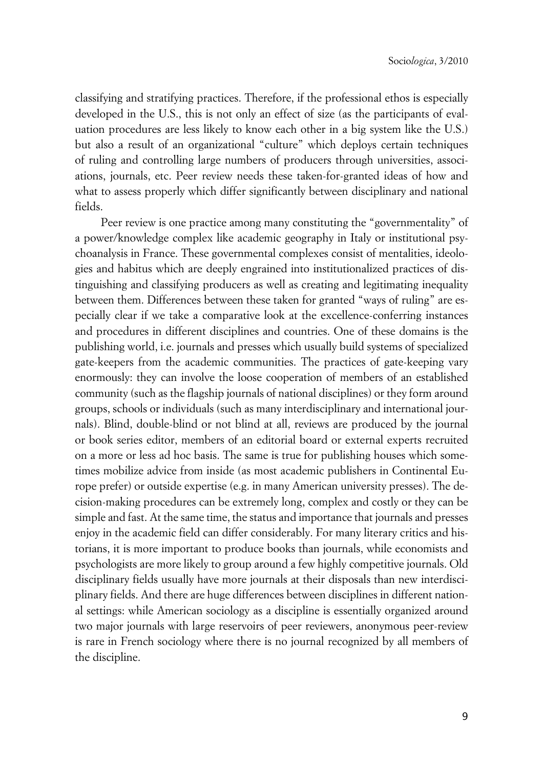classifying and stratifying practices. Therefore, if the professional ethos is especially developed in the U.S., this is not only an effect of size (as the participants of evaluation procedures are less likely to know each other in a big system like the U.S.) but also a result of an organizational "culture" which deploys certain techniques of ruling and controlling large numbers of producers through universities, associations, journals, etc. Peer review needs these taken-for-granted ideas of how and what to assess properly which differ significantly between disciplinary and national fields.

Peer review is one practice among many constituting the "governmentality" of a power/knowledge complex like academic geography in Italy or institutional psychoanalysis in France. These governmental complexes consist of mentalities, ideologies and habitus which are deeply engrained into institutionalized practices of distinguishing and classifying producers as well as creating and legitimating inequality between them. Differences between these taken for granted "ways of ruling" are especially clear if we take a comparative look at the excellence-conferring instances and procedures in different disciplines and countries. One of these domains is the publishing world, i.e. journals and presses which usually build systems of specialized gate-keepers from the academic communities. The practices of gate-keeping vary enormously: they can involve the loose cooperation of members of an established community (such as the flagship journals of national disciplines) or they form around groups, schools or individuals (such as many interdisciplinary and international journals). Blind, double-blind or not blind at all, reviews are produced by the journal or book series editor, members of an editorial board or external experts recruited on a more or less ad hoc basis. The same is true for publishing houses which sometimes mobilize advice from inside (as most academic publishers in Continental Europe prefer) or outside expertise (e.g. in many American university presses). The decision-making procedures can be extremely long, complex and costly or they can be simple and fast. At the same time, the status and importance that journals and presses enjoy in the academic field can differ considerably. For many literary critics and historians, it is more important to produce books than journals, while economists and psychologists are more likely to group around a few highly competitive journals. Old disciplinary fields usually have more journals at their disposals than new interdisciplinary fields. And there are huge differences between disciplines in different national settings: while American sociology as a discipline is essentially organized around two major journals with large reservoirs of peer reviewers, anonymous peer-review is rare in French sociology where there is no journal recognized by all members of the discipline.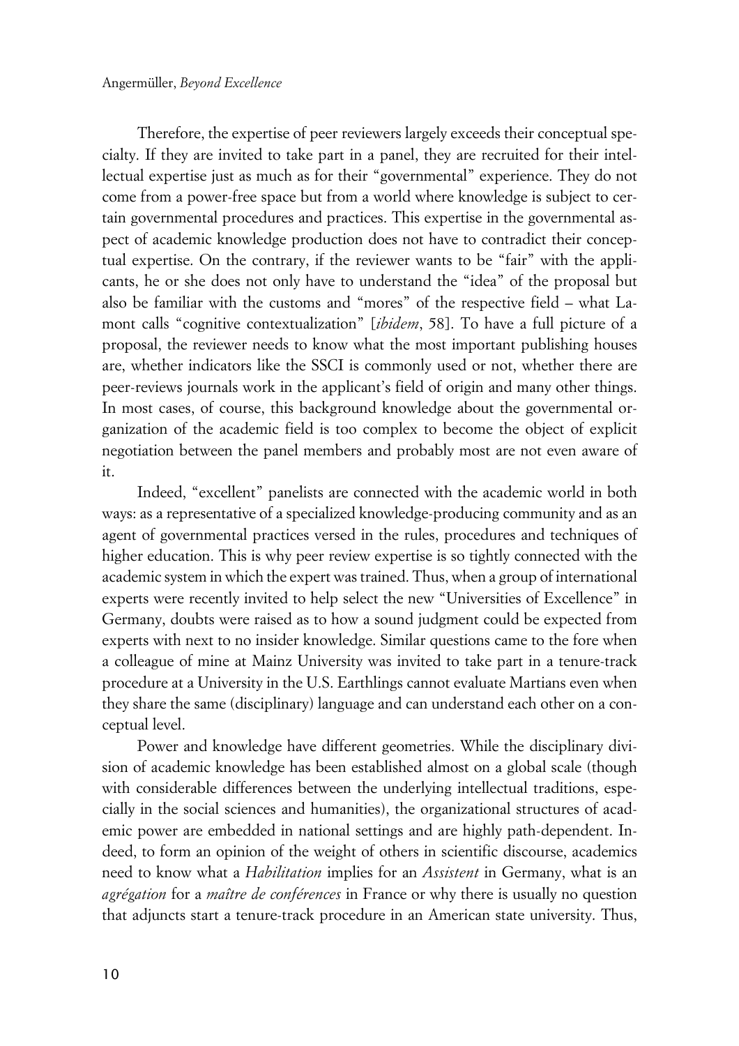Therefore, the expertise of peer reviewers largely exceeds their conceptual specialty. If they are invited to take part in a panel, they are recruited for their intellectual expertise just as much as for their "governmental" experience. They do not come from a power-free space but from a world where knowledge is subject to certain governmental procedures and practices. This expertise in the governmental aspect of academic knowledge production does not have to contradict their conceptual expertise. On the contrary, if the reviewer wants to be "fair" with the applicants, he or she does not only have to understand the "idea" of the proposal but also be familiar with the customs and "mores" of the respective field – what Lamont calls "cognitive contextualization" [*ibidem*, 58]. To have a full picture of a proposal, the reviewer needs to know what the most important publishing houses are, whether indicators like the SSCI is commonly used or not, whether there are peer-reviews journals work in the applicant's field of origin and many other things. In most cases, of course, this background knowledge about the governmental organization of the academic field is too complex to become the object of explicit negotiation between the panel members and probably most are not even aware of it.

Indeed, "excellent" panelists are connected with the academic world in both ways: as a representative of a specialized knowledge-producing community and as an agent of governmental practices versed in the rules, procedures and techniques of higher education. This is why peer review expertise is so tightly connected with the academic system in which the expert was trained. Thus, when a group of international experts were recently invited to help select the new "Universities of Excellence" in Germany, doubts were raised as to how a sound judgment could be expected from experts with next to no insider knowledge. Similar questions came to the fore when a colleague of mine at Mainz University was invited to take part in a tenure-track procedure at a University in the U.S. Earthlings cannot evaluate Martians even when they share the same (disciplinary) language and can understand each other on a conceptual level.

Power and knowledge have different geometries. While the disciplinary division of academic knowledge has been established almost on a global scale (though with considerable differences between the underlying intellectual traditions, especially in the social sciences and humanities), the organizational structures of academic power are embedded in national settings and are highly path-dependent. Indeed, to form an opinion of the weight of others in scientific discourse, academics need to know what a *Habilitation* implies for an *Assistent* in Germany, what is an *agrégation* for a *maître de conférences* in France or why there is usually no question that adjuncts start a tenure-track procedure in an American state university. Thus,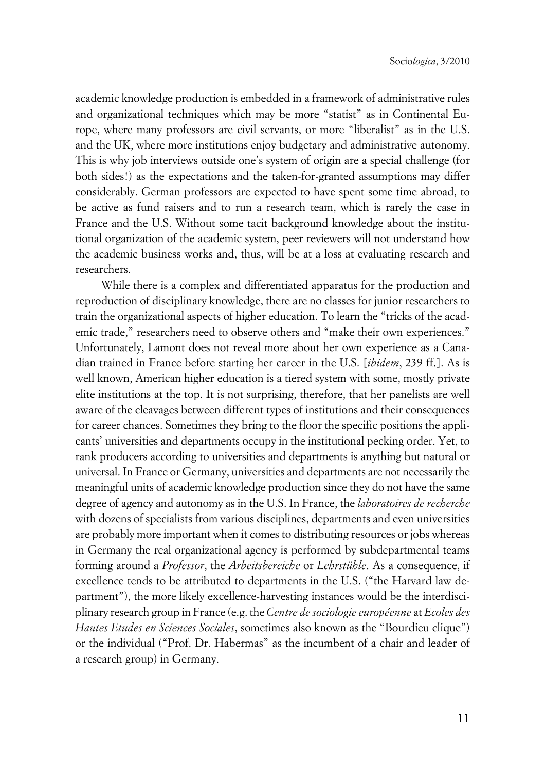academic knowledge production is embedded in a framework of administrative rules and organizational techniques which may be more "statist" as in Continental Europe, where many professors are civil servants, or more "liberalist" as in the U.S. and the UK, where more institutions enjoy budgetary and administrative autonomy. This is why job interviews outside one's system of origin are a special challenge (for both sides!) as the expectations and the taken-for-granted assumptions may differ considerably. German professors are expected to have spent some time abroad, to be active as fund raisers and to run a research team, which is rarely the case in France and the U.S. Without some tacit background knowledge about the institutional organization of the academic system, peer reviewers will not understand how the academic business works and, thus, will be at a loss at evaluating research and researchers.

While there is a complex and differentiated apparatus for the production and reproduction of disciplinary knowledge, there are no classes for junior researchers to train the organizational aspects of higher education. To learn the "tricks of the academic trade," researchers need to observe others and "make their own experiences." Unfortunately, Lamont does not reveal more about her own experience as a Canadian trained in France before starting her career in the U.S. [*ibidem*, 239 ff.]. As is well known, American higher education is a tiered system with some, mostly private elite institutions at the top. It is not surprising, therefore, that her panelists are well aware of the cleavages between different types of institutions and their consequences for career chances. Sometimes they bring to the floor the specific positions the applicants' universities and departments occupy in the institutional pecking order. Yet, to rank producers according to universities and departments is anything but natural or universal. In France or Germany, universities and departments are not necessarily the meaningful units of academic knowledge production since they do not have the same degree of agency and autonomy as in the U.S. In France, the *laboratoires de recherche* with dozens of specialists from various disciplines, departments and even universities are probably more important when it comes to distributing resources or jobs whereas in Germany the real organizational agency is performed by subdepartmental teams forming around a *Professor*, the *Arbeitsbereiche* or *Lehrstühle*. As a consequence, if excellence tends to be attributed to departments in the U.S. ("the Harvard law department"), the more likely excellence-harvesting instances would be the interdisciplinary research group in France (e.g. the *Centre de sociologie européenne* at *Ecoles des Hautes Etudes en Sciences Sociales*, sometimes also known as the "Bourdieu clique") or the individual ("Prof. Dr. Habermas" as the incumbent of a chair and leader of a research group) in Germany.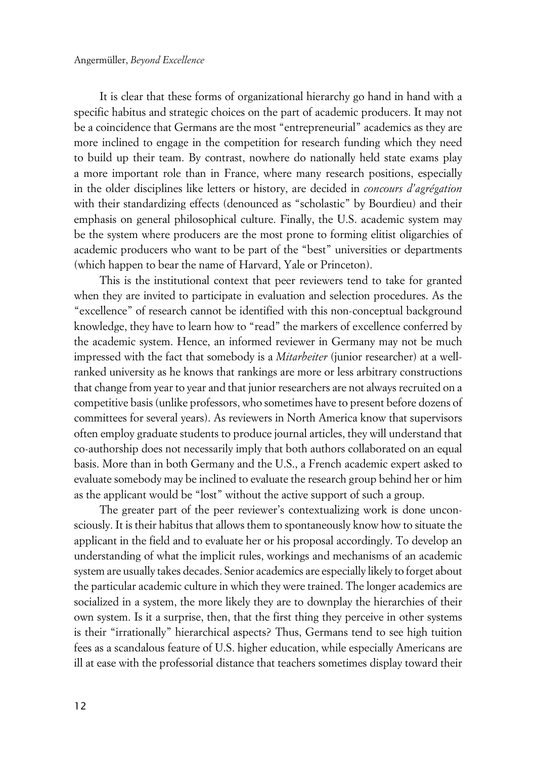It is clear that these forms of organizational hierarchy go hand in hand with a specific habitus and strategic choices on the part of academic producers. It may not be a coincidence that Germans are the most "entrepreneurial" academics as they are more inclined to engage in the competition for research funding which they need to build up their team. By contrast, nowhere do nationally held state exams play a more important role than in France, where many research positions, especially in the older disciplines like letters or history, are decided in *concours d'agrégation* with their standardizing effects (denounced as "scholastic" by Bourdieu) and their emphasis on general philosophical culture. Finally, the U.S. academic system may be the system where producers are the most prone to forming elitist oligarchies of academic producers who want to be part of the "best" universities or departments (which happen to bear the name of Harvard, Yale or Princeton).

This is the institutional context that peer reviewers tend to take for granted when they are invited to participate in evaluation and selection procedures. As the "excellence" of research cannot be identified with this non-conceptual background knowledge, they have to learn how to "read" the markers of excellence conferred by the academic system. Hence, an informed reviewer in Germany may not be much impressed with the fact that somebody is a *Mitarbeiter* (junior researcher) at a well-ranked university as he knows that rankings are more or less arbitrary constructions that change from year to year and that junior researchers are not always recruited on a competitive basis (unlike professors, who sometimes have to present before dozens of committees for several years). As reviewers in North America know that supervisors often employ graduate students to produce journal articles, they will understand that co-authorship does not necessarily imply that both authors collaborated on an equal basis. More than in both Germany and the U.S., a French academic expert asked to evaluate somebody may be inclined to evaluate the research group behind her or him as the applicant would be "lost" without the active support of such a group.

The greater part of the peer reviewer's contextualizing work is done unconsciously. It is their habitus that allows them to spontaneously know how to situate the applicant in the field and to evaluate her or his proposal accordingly. To develop an understanding of what the implicit rules, workings and mechanisms of an academic system are usually takes decades. Senior academics are especially likely to forget about the particular academic culture in which they were trained. The longer academics are socialized in a system, the more likely they are to downplay the hierarchies of their own system. Is it a surprise, then, that the first thing they perceive in other systems is their "irrationally" hierarchical aspects? Thus, Germans tend to see high tuition fees as a scandalous feature of U.S. higher education, while especially Americans are ill at ease with the professorial distance that teachers sometimes display toward their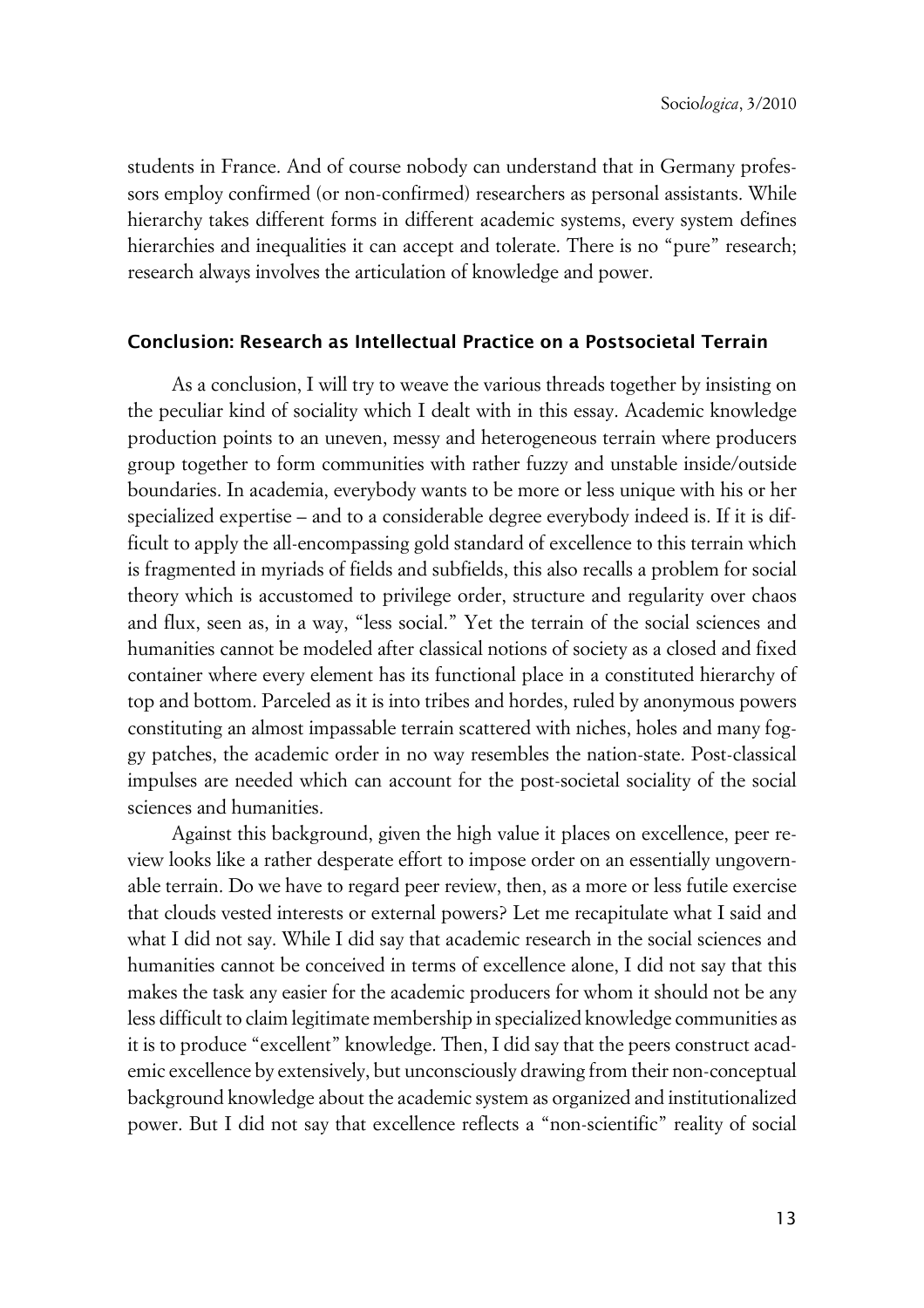students in France. And of course nobody can understand that in Germany professors employ confirmed (or non-confirmed) researchers as personal assistants. While hierarchy takes different forms in different academic systems, every system defines hierarchies and inequalities it can accept and tolerate. There is no "pure" research; research always involves the articulation of knowledge and power.

## Conclusion: Research as Intellectual Practice on a Postsocietal Terrain

As a conclusion, I will try to weave the various threads together by insisting on the peculiar kind of sociality which I dealt with in this essay. Academic knowledge production points to an uneven, messy and heterogeneous terrain where producers group together to form communities with rather fuzzy and unstable inside/outside boundaries. In academia, everybody wants to be more or less unique with his or her specialized expertise – and to a considerable degree everybody indeed is. If it is difficult to apply the all-encompassing gold standard of excellence to this terrain which is fragmented in myriads of fields and subfields, this also recalls a problem for social theory which is accustomed to privilege order, structure and regularity over chaos and flux, seen as, in a way, "less social." Yet the terrain of the social sciences and humanities cannot be modeled after classical notions of society as a closed and fixed container where every element has its functional place in a constituted hierarchy of top and bottom. Parceled as it is into tribes and hordes, ruled by anonymous powers constituting an almost impassable terrain scattered with niches, holes and many foggy patches, the academic order in no way resembles the nation-state. Post-classical impulses are needed which can account for the post-societal sociality of the social sciences and humanities.

Against this background, given the high value it places on excellence, peer review looks like a rather desperate effort to impose order on an essentially ungovernable terrain. Do we have to regard peer review, then, as a more or less futile exercise that clouds vested interests or external powers? Let me recapitulate what I said and what I did not say. While I did say that academic research in the social sciences and humanities cannot be conceived in terms of excellence alone, I did not say that this makes the task any easier for the academic producers for whom it should not be any less difficult to claim legitimate membership in specialized knowledge communities as it is to produce "excellent" knowledge. Then, I did say that the peers construct academic excellence by extensively, but unconsciously drawing from their non-conceptual background knowledge about the academic system as organized and institutionalized power. But I did not say that excellence reflects a "non-scientific" reality of social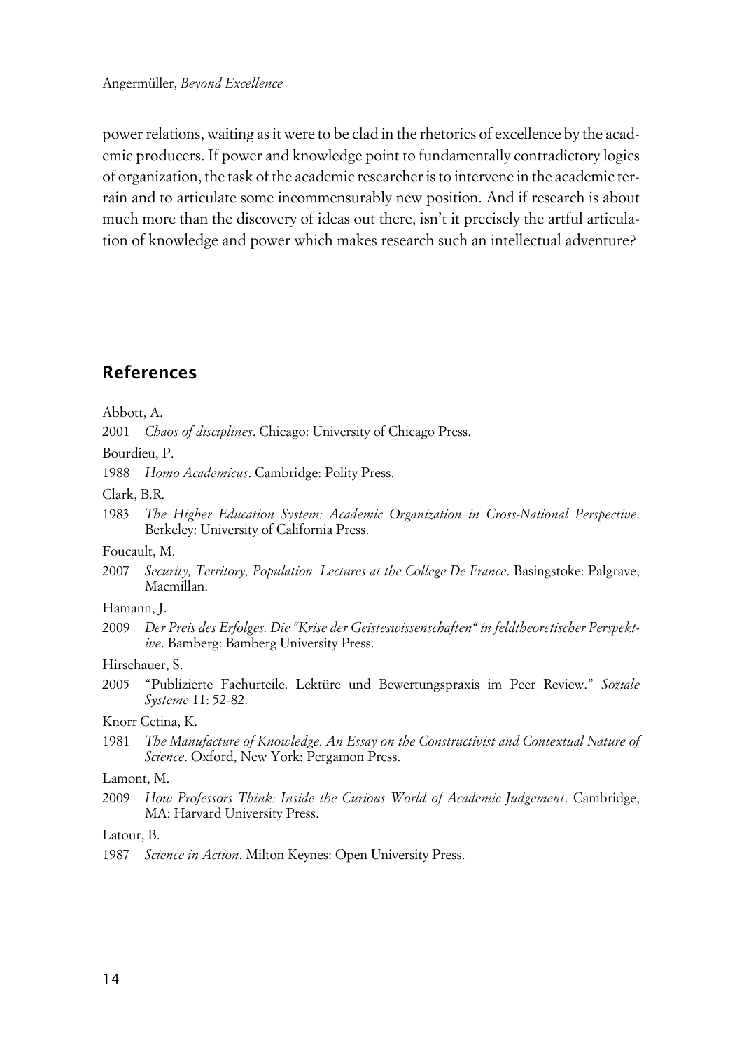power relations, waiting as it were to be clad in the rhetorics of excellence by the academic producers. If power and knowledge point to fundamentally contradictory logics of organization, the task of the academic researcher is to intervene in the academic terrain and to articulate some incommensurably new position. And if research is about much more than the discovery of ideas out there, isn't it precisely the artful articulation of knowledge and power which makes research such an intellectual adventure?

## References

Abbott, A.

2001 *Chaos of disciplines*. Chicago: University of Chicago Press.

Bourdieu, P.

1988 *Homo Academicus*. Cambridge: Polity Press.

Clark, B.R.

1983 *The Higher Education System: Academic Organization in Cross-National Perspective*. Berkeley: University of California Press.

Foucault, M.

2007 *Security, Territory, Population. Lectures at the College De France*. Basingstoke: Palgrave, Macmillan.

Hamann, J.

2009 *Der Preis des Erfolges. Die "Krise der Geisteswissenschaften" in feldtheoretischer Perspektive*. Bamberg: Bamberg University Press.

Hirschauer, S.

2005 "Publizierte Fachurteile. Lektüre und Bewertungspraxis im Peer Review." *Soziale Systeme* 11: 52-82.

Knorr Cetina, K.

1981 *The Manufacture of Knowledge. An Essay on the Constructivist and Contextual Nature of Science*. Oxford, New York: Pergamon Press.

Lamont, M.

2009 *How Professors Think: Inside the Curious World of Academic Judgement*. Cambridge, MA: Harvard University Press.

Latour, B.

1987 *Science in Action*. Milton Keynes: Open University Press.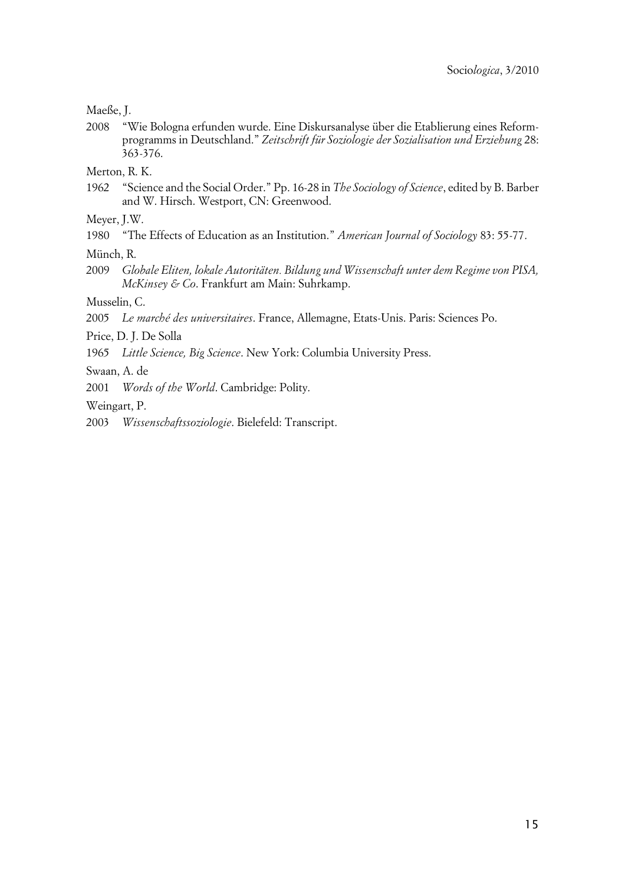Maeße, J.

2008 "Wie Bologna erfunden wurde. Eine Diskursanalyse über die Etablierung eines Reformprogramms in Deutschland." *Zeitschrift für Soziologie der Sozialisation und Erziehung* 28: 363-376.

Merton, R. K.

1962 "Science and the Social Order." Pp. 16-28 in *The Sociology of Science*, edited by B. Barber and W. Hirsch. Westport, CN: Greenwood.

Meyer, J.W.

1980 "The Effects of Education as an Institution." *American Journal of Sociology* 83: 55-77.

Münch, R.

2009 *Globale Eliten, lokale Autoritäten. Bildung und Wissenschaft unter dem Regime von PISA, McKinsey & Co*. Frankfurt am Main: Suhrkamp.

Musselin, C.

2005 *Le marché des universitaires*. France, Allemagne, Etats-Unis. Paris: Sciences Po.

Price, D. J. De Solla

1965 *Little Science, Big Science*. New York: Columbia University Press.

Swaan, A. de

2001 *Words of the World*. Cambridge: Polity.

Weingart, P.

2003 *Wissenschaftssoziologie*. Bielefeld: Transcript.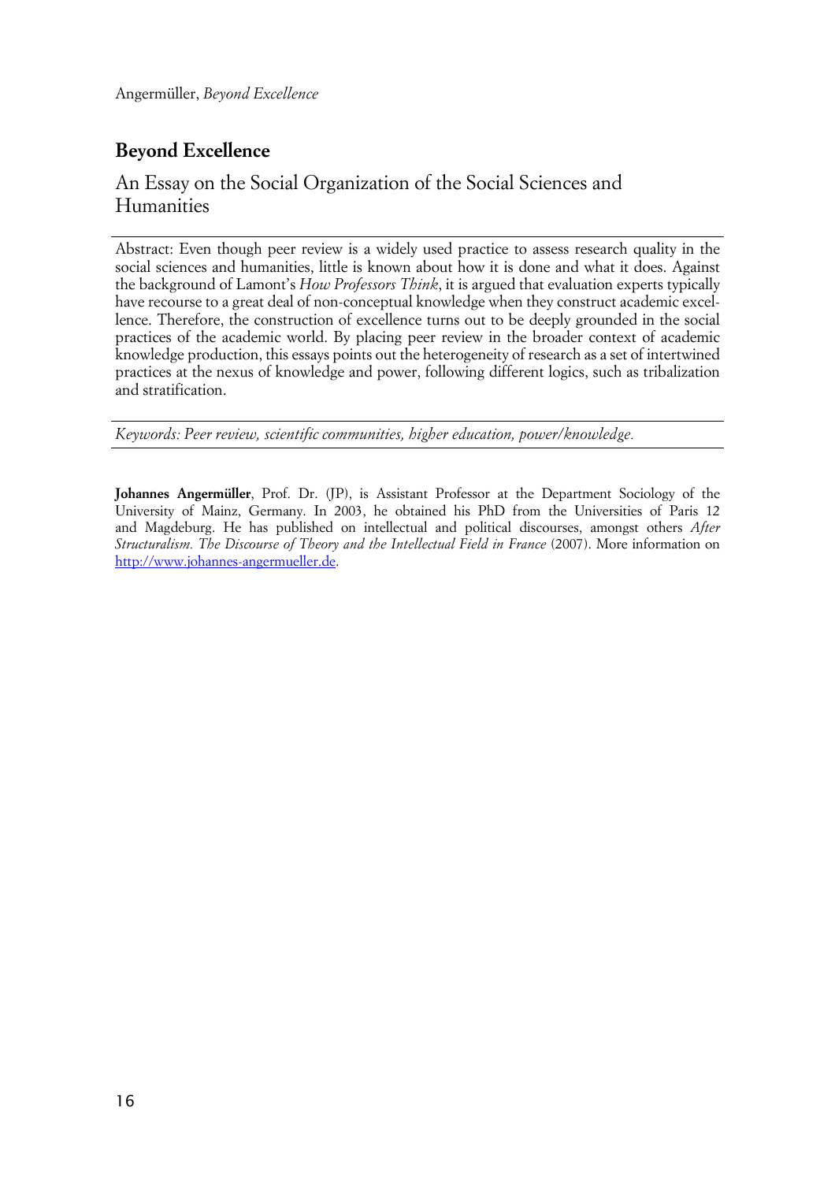## Beyond Excellence

### An Essay on the Social Organization of the Social Sciences and Humanities

Abstract: Even though peer review is a widely used practice to assess research quality in the social sciences and humanities, little is known about how it is done and what it does. Against the background of Lamont's *How Professors Think*, it is argued that evaluation experts typically have recourse to a great deal of non-conceptual knowledge when they construct academic excellence. Therefore, the construction of excellence turns out to be deeply grounded in the social practices of the academic world. By placing peer review in the broader context of academic knowledge production, this essays points out the heterogeneity of research as a set of intertwined practices at the nexus of knowledge and power, following different logics, such as tribalization and stratification.

*Keywords: Peer review, scientific communities, higher education, power/knowledge.*

**Johannes Angermüller**, Prof. Dr. (JP), is Assistant Professor at the Department Sociology of the University of Mainz, Germany. In 2003, he obtained his PhD from the Universities of Paris 12 and Magdeburg. He has published on intellectual and political discourses, amongst others *After Structuralism. The Discourse of Theory and the Intellectual Field in France* (2007). More information on http://www.johannes-angermueller.de.